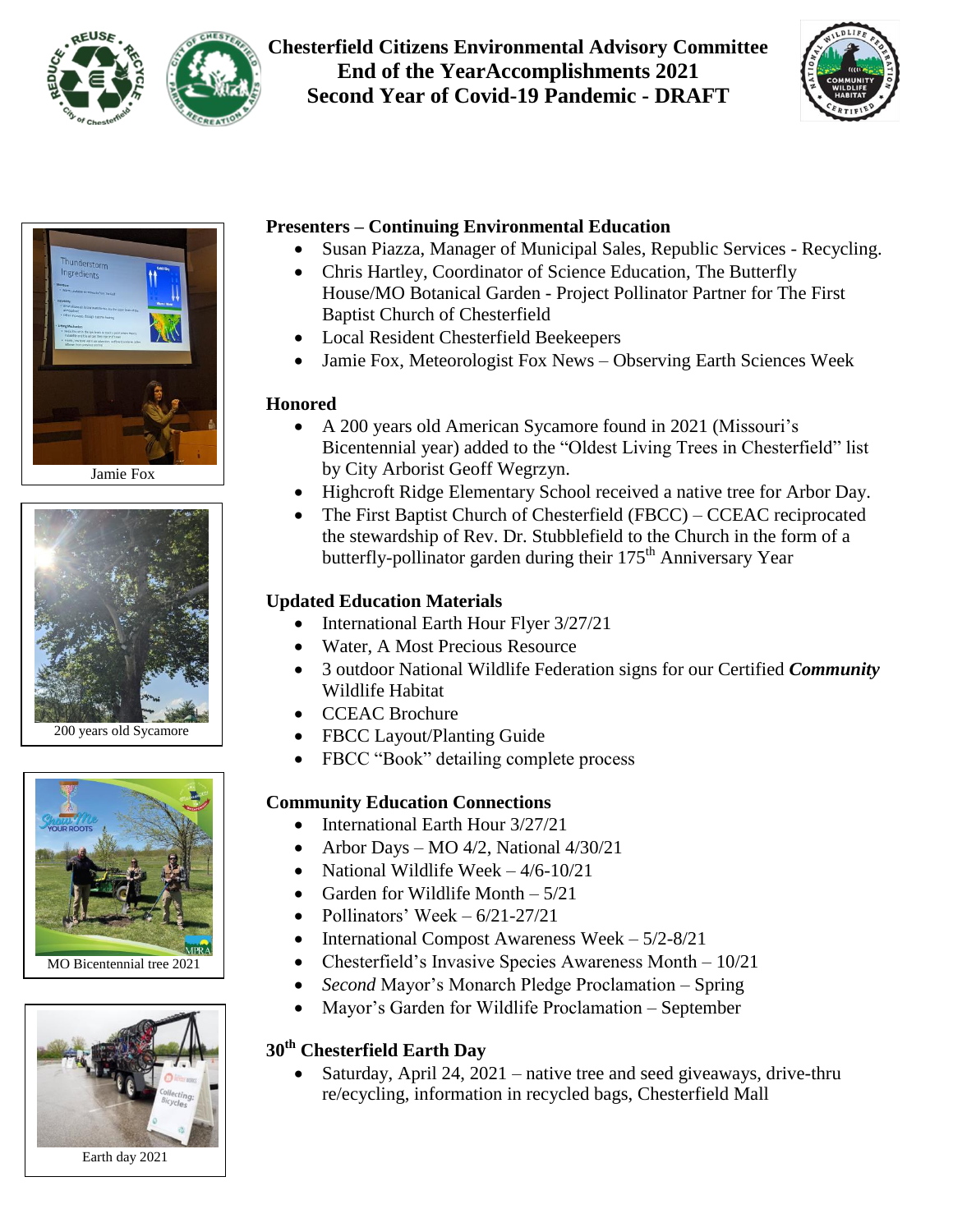# Chesterfield Citizens Environmental Advisory Committee
# End of the YearAccomplishments 2021
# Second Year of Covid-19 Pandemic - DRAFT

Jamie Fox

200 years old Sycamore

MO Bicentennial tree 2021

Earth day 2021

### Presenters – Continuing Environmental Education

- Susan Piazza, Manager of Municipal Sales, Republic Services - Recycling.
- Chris Hartley, Coordinator of Science Education, The Butterfly House/MO Botanical Garden - Project Pollinator Partner for The First Baptist Church of Chesterfield
- Local Resident Chesterfield Beekeepers
- Jamie Fox, Meteorologist Fox News – Observing Earth Sciences Week

### Honored

- A 200 years old American Sycamore found in 2021 (Missouri's Bicentennial year) added to the "Oldest Living Trees in Chesterfield" list by City Arborist Geoff Wegrzyn.
- Highcroft Ridge Elementary School received a native tree for Arbor Day.
- The First Baptist Church of Chesterfield (FBCC) – CCEAC reciprocated the stewardship of Rev. Dr. Stubblefield to the Church in the form of a butterfly-pollinator garden during their 175th Anniversary Year

### Updated Education Materials

- International Earth Hour Flyer 3/27/21
- Water, A Most Precious Resource
- 3 outdoor National Wildlife Federation signs for our Certified ***Community*** Wildlife Habitat
- CCEAC Brochure
- FBCC Layout/Planting Guide
- FBCC "Book" detailing complete process

### Community Education Connections

- International Earth Hour 3/27/21
- Arbor Days – MO 4/2, National 4/30/21
- National Wildlife Week – 4/6-10/21
- Garden for Wildlife Month – 5/21
- Pollinators' Week – 6/21-27/21
- International Compost Awareness Week – 5/2-8/21
- Chesterfield's Invasive Species Awareness Month – 10/21
- *Second* Mayor's Monarch Pledge Proclamation – Spring
- Mayor's Garden for Wildlife Proclamation – September

### 30th Chesterfield Earth Day

- Saturday, April 24, 2021 – native tree and seed giveaways, drive-thru re/ecycling, information in recycled bags, Chesterfield Mall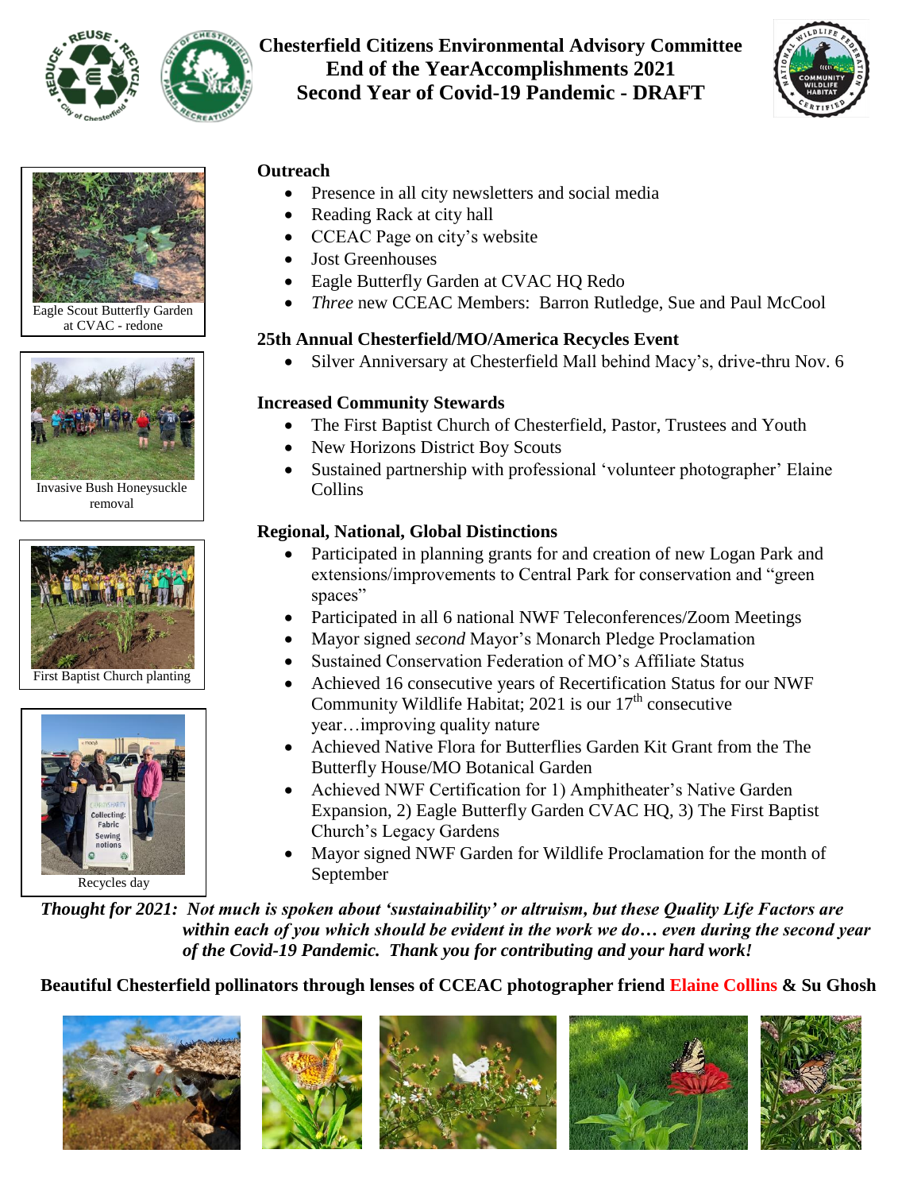# Chesterfield Citizens Environmental Advisory Committee
# End of the YearAccomplishments 2021
# Second Year of Covid-19 Pandemic - DRAFT

Eagle Scout Butterfly Garden at CVAC - redone

Invasive Bush Honeysuckle removal

First Baptist Church planting

Recycles day

### Outreach

- Presence in all city newsletters and social media
- Reading Rack at city hall
- CCEAC Page on city's website
- Jost Greenhouses
- Eagle Butterfly Garden at CVAC HQ Redo
- *Three* new CCEAC Members: Barron Rutledge, Sue and Paul McCool

### 25th Annual Chesterfield/MO/America Recycles Event

- Silver Anniversary at Chesterfield Mall behind Macy's, drive-thru Nov. 6

### Increased Community Stewards

- The First Baptist Church of Chesterfield, Pastor, Trustees and Youth
- New Horizons District Boy Scouts
- Sustained partnership with professional 'volunteer photographer' Elaine Collins

### Regional, National, Global Distinctions

- Participated in planning grants for and creation of new Logan Park and extensions/improvements to Central Park for conservation and "green spaces"
- Participated in all 6 national NWF Teleconferences/Zoom Meetings
- Mayor signed *second* Mayor's Monarch Pledge Proclamation
- Sustained Conservation Federation of MO's Affiliate Status
- Achieved 16 consecutive years of Recertification Status for our NWF Community Wildlife Habitat; 2021 is our 17th consecutive year…improving quality nature
- Achieved Native Flora for Butterflies Garden Kit Grant from the The Butterfly House/MO Botanical Garden
- Achieved NWF Certification for 1) Amphitheater's Native Garden Expansion, 2) Eagle Butterfly Garden CVAC HQ, 3) The First Baptist Church's Legacy Gardens
- Mayor signed NWF Garden for Wildlife Proclamation for the month of September

***Thought for 2021:*** ***Not much is spoken about 'sustainability' or altruism, but these Quality Life Factors are within each of you which should be evident in the work we do… even during the second year of the Covid-19 Pandemic. Thank you for contributing and your hard work!***

**Beautiful Chesterfield pollinators through lenses of CCEAC photographer friend Elaine Collins & Su Ghosh**